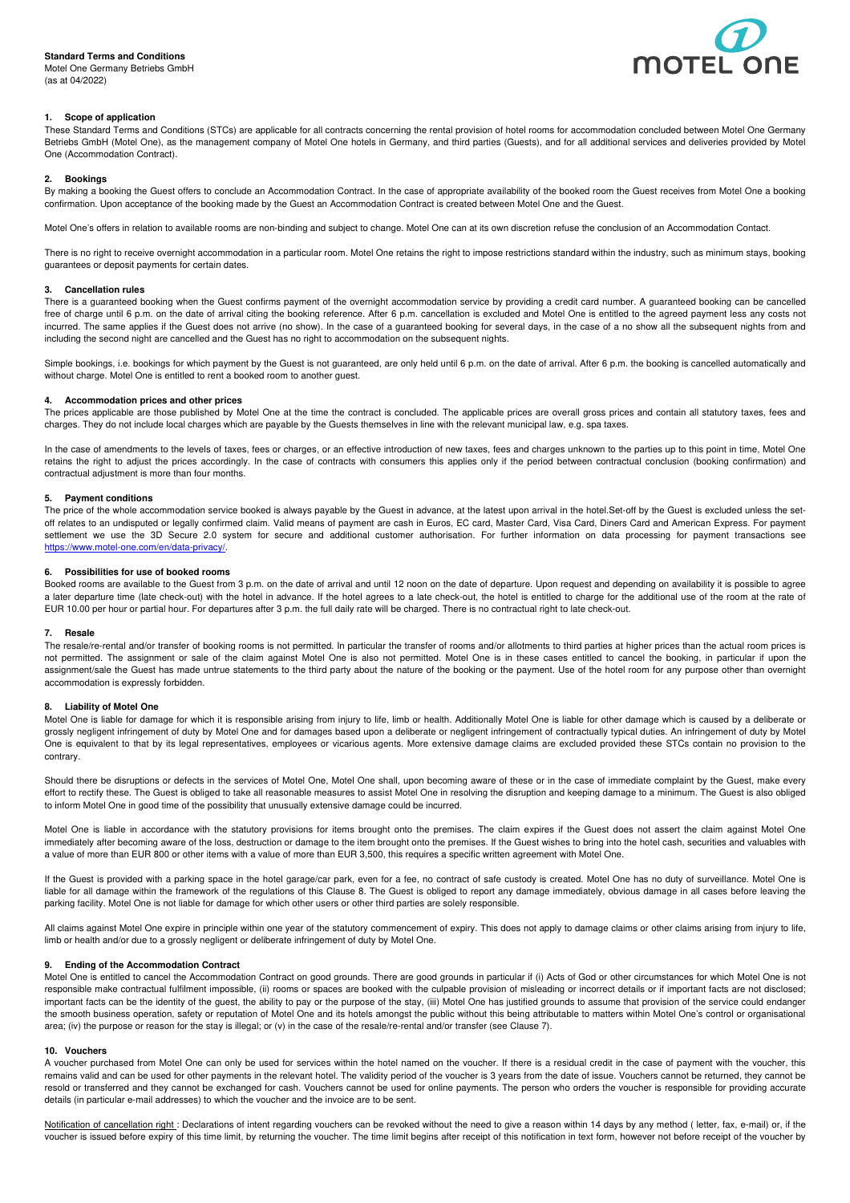**Standard Terms and Conditions**
Motel One Germany Betriebs GmbH
(as at 04/2022)

### 1. Scope of application

These Standard Terms and Conditions (STCs) are applicable for all contracts concerning the rental provision of hotel rooms for accommodation concluded between Motel One Germany Betriebs GmbH (Motel One), as the management company of Motel One hotels in Germany, and third parties (Guests), and for all additional services and deliveries provided by Motel One (Accommodation Contract).

### 2. Bookings

By making a booking the Guest offers to conclude an Accommodation Contract. In the case of appropriate availability of the booked room the Guest receives from Motel One a booking confirmation. Upon acceptance of the booking made by the Guest an Accommodation Contract is created between Motel One and the Guest.

Motel One's offers in relation to available rooms are non-binding and subject to change. Motel One can at its own discretion refuse the conclusion of an Accommodation Contact.

There is no right to receive overnight accommodation in a particular room. Motel One retains the right to impose restrictions standard within the industry, such as minimum stays, booking guarantees or deposit payments for certain dates.

### 3. Cancellation rules

There is a guaranteed booking when the Guest confirms payment of the overnight accommodation service by providing a credit card number. A guaranteed booking can be cancelled free of charge until 6 p.m. on the date of arrival citing the booking reference. After 6 p.m. cancellation is excluded and Motel One is entitled to the agreed payment less any costs not incurred. The same applies if the Guest does not arrive (no show). In the case of a guaranteed booking for several days, in the case of a no show all the subsequent nights from and including the second night are cancelled and the Guest has no right to accommodation on the subsequent nights.

Simple bookings, i.e. bookings for which payment by the Guest is not guaranteed, are only held until 6 p.m. on the date of arrival. After 6 p.m. the booking is cancelled automatically and without charge. Motel One is entitled to rent a booked room to another guest.

### 4. Accommodation prices and other prices

The prices applicable are those published by Motel One at the time the contract is concluded. The applicable prices are overall gross prices and contain all statutory taxes, fees and charges. They do not include local charges which are payable by the Guests themselves in line with the relevant municipal law, e.g. spa taxes.

In the case of amendments to the levels of taxes, fees or charges, or an effective introduction of new taxes, fees and charges unknown to the parties up to this point in time, Motel One retains the right to adjust the prices accordingly. In the case of contracts with consumers this applies only if the period between contractual conclusion (booking confirmation) and contractual adjustment is more than four months.

### 5. Payment conditions

The price of the whole accommodation service booked is always payable by the Guest in advance, at the latest upon arrival in the hotel.Set-off by the Guest is excluded unless the set-off relates to an undisputed or legally confirmed claim. Valid means of payment are cash in Euros, EC card, Master Card, Visa Card, Diners Card and American Express. For payment settlement we use the 3D Secure 2.0 system for secure and additional customer authorisation. For further information on data processing for payment transactions see https://www.motel-one.com/en/data-privacy/.

### 6. Possibilities for use of booked rooms

Booked rooms are available to the Guest from 3 p.m. on the date of arrival and until 12 noon on the date of departure. Upon request and depending on availability it is possible to agree a later departure time (late check-out) with the hotel in advance. If the hotel agrees to a late check-out, the hotel is entitled to charge for the additional use of the room at the rate of EUR 10.00 per hour or partial hour. For departures after 3 p.m. the full daily rate will be charged. There is no contractual right to late check-out.

### 7. Resale

The resale/re-rental and/or transfer of booking rooms is not permitted. In particular the transfer of rooms and/or allotments to third parties at higher prices than the actual room prices is not permitted. The assignment or sale of the claim against Motel One is also not permitted. Motel One is in these cases entitled to cancel the booking, in particular if upon the assignment/sale the Guest has made untrue statements to the third party about the nature of the booking or the payment. Use of the hotel room for any purpose other than overnight accommodation is expressly forbidden.

### 8. Liability of Motel One

Motel One is liable for damage for which it is responsible arising from injury to life, limb or health. Additionally Motel One is liable for other damage which is caused by a deliberate or grossly negligent infringement of duty by Motel One and for damages based upon a deliberate or negligent infringement of contractually typical duties. An infringement of duty by Motel One is equivalent to that by its legal representatives, employees or vicarious agents. More extensive damage claims are excluded provided these STCs contain no provision to the contrary.

Should there be disruptions or defects in the services of Motel One, Motel One shall, upon becoming aware of these or in the case of immediate complaint by the Guest, make every effort to rectify these. The Guest is obliged to take all reasonable measures to assist Motel One in resolving the disruption and keeping damage to a minimum. The Guest is also obliged to inform Motel One in good time of the possibility that unusually extensive damage could be incurred.

Motel One is liable in accordance with the statutory provisions for items brought onto the premises. The claim expires if the Guest does not assert the claim against Motel One immediately after becoming aware of the loss, destruction or damage to the item brought onto the premises. If the Guest wishes to bring into the hotel cash, securities and valuables with a value of more than EUR 800 or other items with a value of more than EUR 3,500, this requires a specific written agreement with Motel One.

If the Guest is provided with a parking space in the hotel garage/car park, even for a fee, no contract of safe custody is created. Motel One has no duty of surveillance. Motel One is liable for all damage within the framework of the regulations of this Clause 8. The Guest is obliged to report any damage immediately, obvious damage in all cases before leaving the parking facility. Motel One is not liable for damage for which other users or other third parties are solely responsible.

All claims against Motel One expire in principle within one year of the statutory commencement of expiry. This does not apply to damage claims or other claims arising from injury to life, limb or health and/or due to a grossly negligent or deliberate infringement of duty by Motel One.

### 9. Ending of the Accommodation Contract

Motel One is entitled to cancel the Accommodation Contract on good grounds. There are good grounds in particular if (i) Acts of God or other circumstances for which Motel One is not responsible make contractual fulfilment impossible, (ii) rooms or spaces are booked with the culpable provision of misleading or incorrect details or if important facts are not disclosed; important facts can be the identity of the guest, the ability to pay or the purpose of the stay, (iii) Motel One has justified grounds to assume that provision of the service could endanger the smooth business operation, safety or reputation of Motel One and its hotels amongst the public without this being attributable to matters within Motel One's control or organisational area; (iv) the purpose or reason for the stay is illegal; or (v) in the case of the resale/re-rental and/or transfer (see Clause 7).

### 10. Vouchers

A voucher purchased from Motel One can only be used for services within the hotel named on the voucher. If there is a residual credit in the case of payment with the voucher, this remains valid and can be used for other payments in the relevant hotel. The validity period of the voucher is 3 years from the date of issue. Vouchers cannot be returned, they cannot be resold or transferred and they cannot be exchanged for cash. Vouchers cannot be used for online payments. The person who orders the voucher is responsible for providing accurate details (in particular e-mail addresses) to which the voucher and the invoice are to be sent.

Notification of cancellation right : Declarations of intent regarding vouchers can be revoked without the need to give a reason within 14 days by any method ( letter, fax, e-mail) or, if the voucher is issued before expiry of this time limit, by returning the voucher. The time limit begins after receipt of this notification in text form, however not before receipt of the voucher by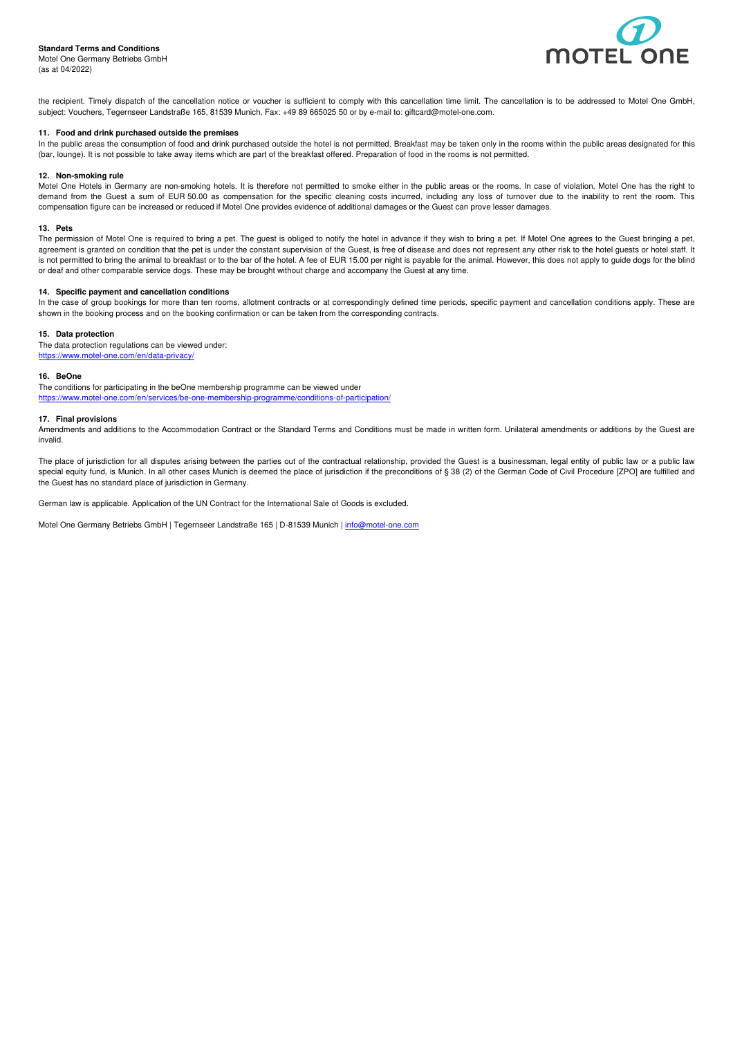the recipient. Timely dispatch of the cancellation notice or voucher is sufficient to comply with this cancellation time limit. The cancellation is to be addressed to Motel One GmbH, subject: Vouchers, Tegernseer Landstraße 165, 81539 Munich, Fax: +49 89 665025 50 or by e-mail to: giftcard@motel-one.com.

### 11. Food and drink purchased outside the premises

In the public areas the consumption of food and drink purchased outside the hotel is not permitted. Breakfast may be taken only in the rooms within the public areas designated for this (bar, lounge). It is not possible to take away items which are part of the breakfast offered. Preparation of food in the rooms is not permitted.

### 12. Non-smoking rule

Motel One Hotels in Germany are non-smoking hotels. It is therefore not permitted to smoke either in the public areas or the rooms. In case of violation, Motel One has the right to demand from the Guest a sum of EUR 50.00 as compensation for the specific cleaning costs incurred, including any loss of turnover due to the inability to rent the room. This compensation figure can be increased or reduced if Motel One provides evidence of additional damages or the Guest can prove lesser damages.

### 13. Pets

The permission of Motel One is required to bring a pet. The guest is obliged to notify the hotel in advance if they wish to bring a pet. If Motel One agrees to the Guest bringing a pet, agreement is granted on condition that the pet is under the constant supervision of the Guest, is free of disease and does not represent any other risk to the hotel guests or hotel staff. It is not permitted to bring the animal to breakfast or to the bar of the hotel. A fee of EUR 15.00 per night is payable for the animal. However, this does not apply to guide dogs for the blind or deaf and other comparable service dogs. These may be brought without charge and accompany the Guest at any time.

### 14. Specific payment and cancellation conditions

In the case of group bookings for more than ten rooms, allotment contracts or at correspondingly defined time periods, specific payment and cancellation conditions apply. These are shown in the booking process and on the booking confirmation or can be taken from the corresponding contracts.

### 15. Data protection

The data protection regulations can be viewed under:
https://www.motel-one.com/en/data-privacy/

### 16. BeOne

The conditions for participating in the beOne membership programme can be viewed under
https://www.motel-one.com/en/services/be-one-membership-programme/conditions-of-participation/

### 17. Final provisions

Amendments and additions to the Accommodation Contract or the Standard Terms and Conditions must be made in written form. Unilateral amendments or additions by the Guest are invalid.

The place of jurisdiction for all disputes arising between the parties out of the contractual relationship, provided the Guest is a businessman, legal entity of public law or a public law special equity fund, is Munich. In all other cases Munich is deemed the place of jurisdiction if the preconditions of § 38 (2) of the German Code of Civil Procedure [ZPO] are fulfilled and the Guest has no standard place of jurisdiction in Germany.

German law is applicable. Application of the UN Contract for the International Sale of Goods is excluded.

Motel One Germany Betriebs GmbH | Tegernseer Landstraße 165 | D-81539 Munich | info@motel-one.com